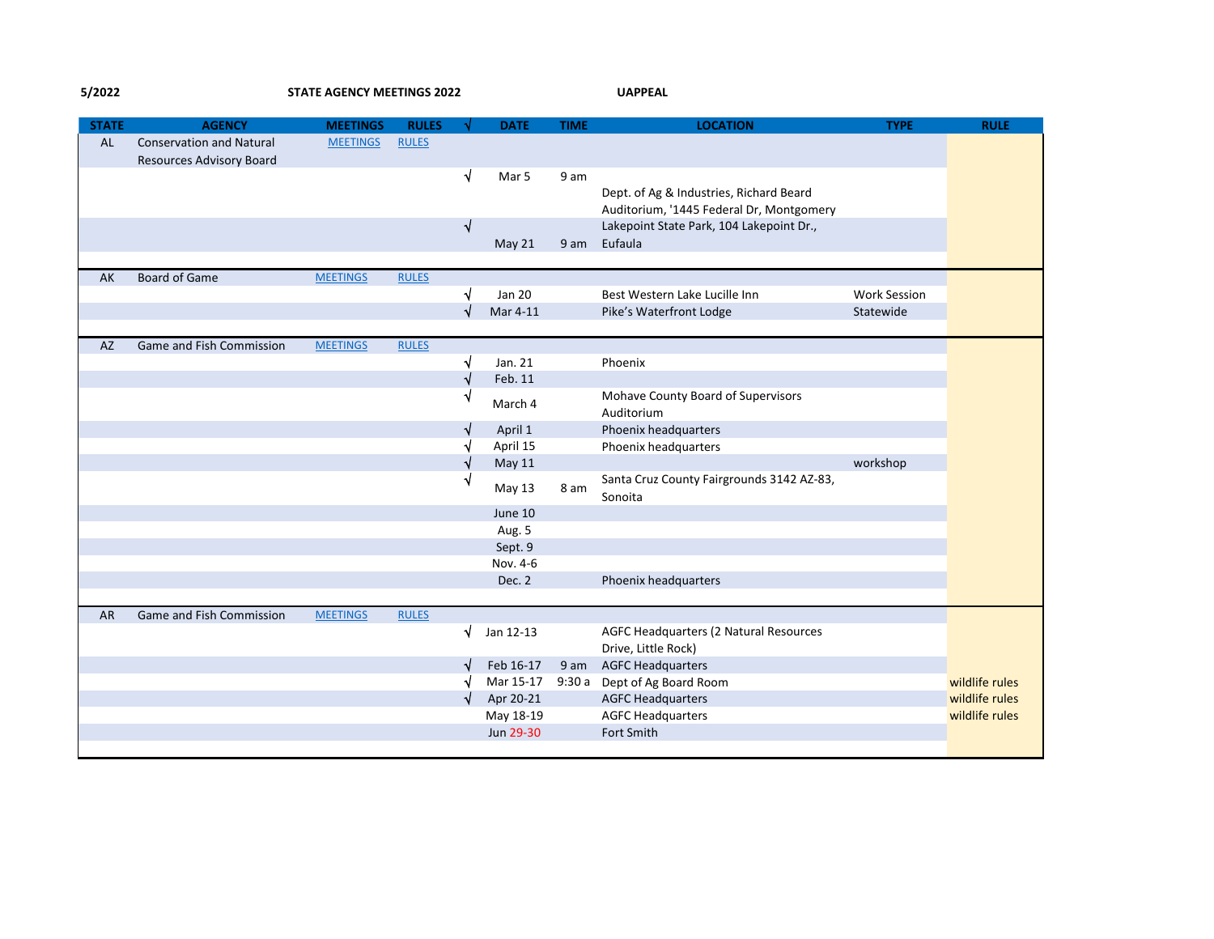5/2022 **STATE AGENCY MEETINGS 2022** **UAPPEAL**

| STATE | AGENCY | MEETINGS | RULES | √ | DATE | TIME | LOCATION | TYPE | RULE |
|---|---|---|---|---|---|---|---|---|---|
| AL | Conservation and Natural Resources Advisory Board | MEETINGS | RULES | | | | | | |
| | | | | √ | Mar 5 | 9 am | Dept. of Ag & Industries, Richard Beard Auditorium, '1445 Federal Dr, Montgomery | | |
| | | | | √ | May 21 | 9 am | Lakepoint State Park, 104 Lakepoint Dr., Eufaula | | |
| AK | Board of Game | MEETINGS | RULES | | | | | | |
| | | | | √ | Jan 20 | | Best Western Lake Lucille Inn | Work Session | |
| | | | | √ | Mar 4-11 | | Pike's Waterfront Lodge | Statewide | |
| AZ | Game and Fish Commission | MEETINGS | RULES | | | | | | |
| | | | | √ | Jan. 21 | | Phoenix | | |
| | | | | √ | Feb. 11 | | | | |
| | | | | √ | March 4 | | Mohave County Board of Supervisors Auditorium | | |
| | | | | √ | April 1 | | Phoenix headquarters | | |
| | | | | √ | April 15 | | Phoenix headquarters | | |
| | | | | √ | May 11 | | | workshop | |
| | | | | √ | May 13 | 8 am | Santa Cruz County Fairgrounds 3142 AZ-83, Sonoita | | |
| | | | | | June 10 | | | | |
| | | | | | Aug. 5 | | | | |
| | | | | | Sept. 9 | | | | |
| | | | | | Nov. 4-6 | | | | |
| | | | | | Dec. 2 | | Phoenix headquarters | | |
| AR | Game and Fish Commission | MEETINGS | RULES | | | | | | |
| | | | | √ | Jan 12-13 | | AGFC Headquarters (2 Natural Resources Drive, Little Rock) | | |
| | | | | √ | Feb 16-17 | 9 am | AGFC Headquarters | | |
| | | | | √ | Mar 15-17 | 9:30 a | Dept of Ag Board Room | | wildlife rules |
| | | | | √ | Apr 20-21 | | AGFC Headquarters | | wildlife rules |
| | | | | | May 18-19 | | AGFC Headquarters | | wildlife rules |
| | | | | | Jun 29-30 | | Fort Smith | | |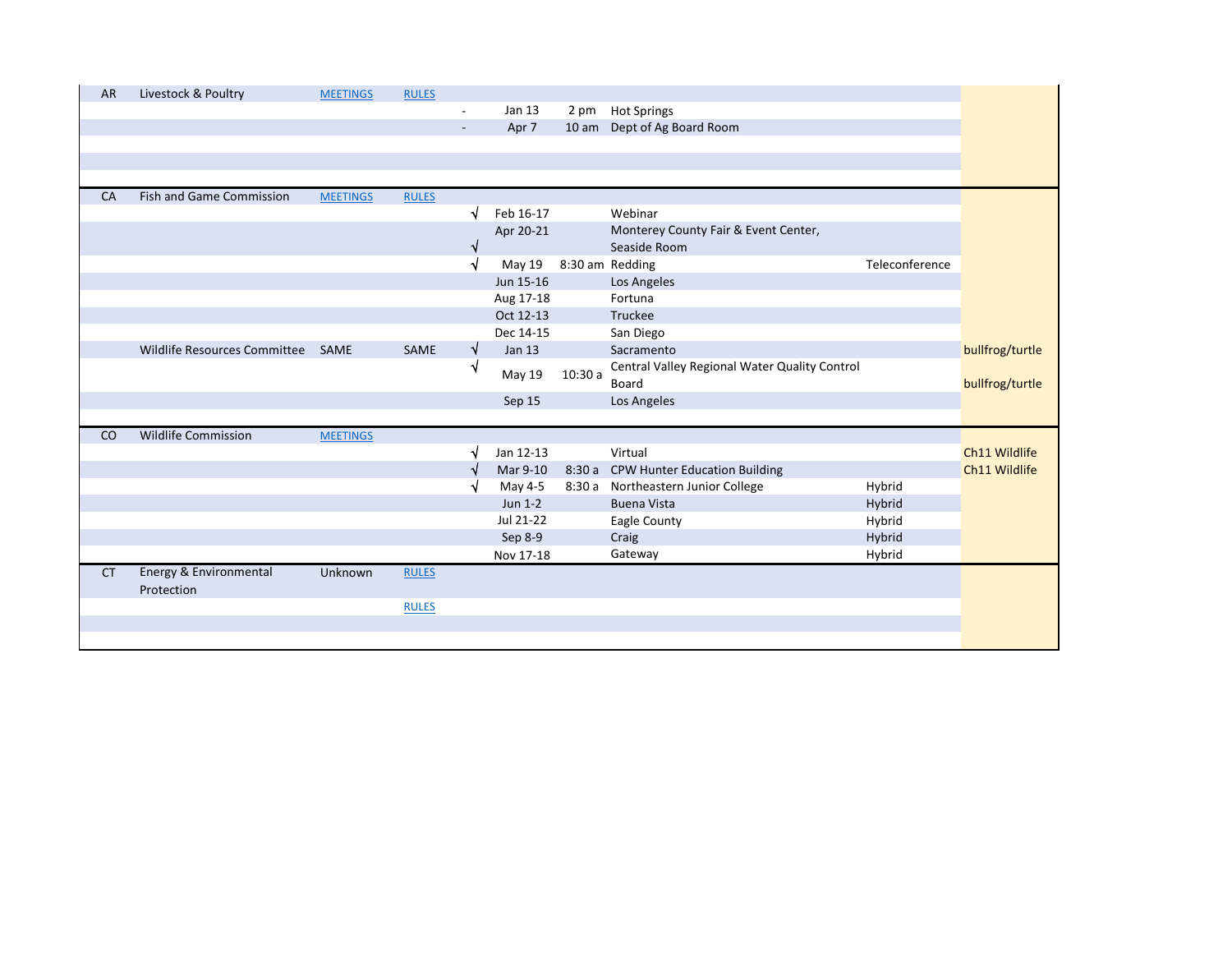| | | | | | | | | | |
|---|---|---|---|---|---|---|---|---|---|
| AR | Livestock & Poultry | MEETINGS | RULES | | | | | | |
| | | | | - | Jan 13 | 2 pm | Hot Springs | | |
| | | | | - | Apr 7 | 10 am | Dept of Ag Board Room | | |
| | | | | | | | | | |
| | | | | | | | | | |
| | | | | | | | | | |
| CA | Fish and Game Commission | MEETINGS | RULES | | | | | | |
| | | | | √ | Feb 16-17 | | Webinar | | |
| | | | | √ | Apr 20-21 | | Monterey County Fair & Event Center, Seaside Room | | |
| | | | | √ | May 19 | 8:30 am | Redding | Teleconference | |
| | | | | | Jun 15-16 | | Los Angeles | | |
| | | | | | Aug 17-18 | | Fortuna | | |
| | | | | | Oct 12-13 | | Truckee | | |
| | | | | | Dec 14-15 | | San Diego | | |
| | Wildlife Resources Committee | SAME | SAME | √ | Jan 13 | | Sacramento | | bullfrog/turtle |
| | | | | √ | May 19 | 10:30 a | Central Valley Regional Water Quality Control Board | | bullfrog/turtle |
| | | | | | Sep 15 | | Los Angeles | | |
| | | | | | | | | | |
| CO | Wildlife Commission | MEETINGS | | | | | | | |
| | | | | √ | Jan 12-13 | | Virtual | | Ch11 Wildlife |
| | | | | √ | Mar 9-10 | 8:30 a | CPW Hunter Education Building | | Ch11 Wildlife |
| | | | | √ | May 4-5 | 8:30 a | Northeastern Junior College | Hybrid | |
| | | | | | Jun 1-2 | | Buena Vista | Hybrid | |
| | | | | | Jul 21-22 | | Eagle County | Hybrid | |
| | | | | | Sep 8-9 | | Craig | Hybrid | |
| | | | | | Nov 17-18 | | Gateway | Hybrid | |
| CT | Energy & Environmental Protection | Unknown | RULES | | | | | | |
| | | | RULES | | | | | | |
| | | | | | | | | | |
| | | | | | | | | | |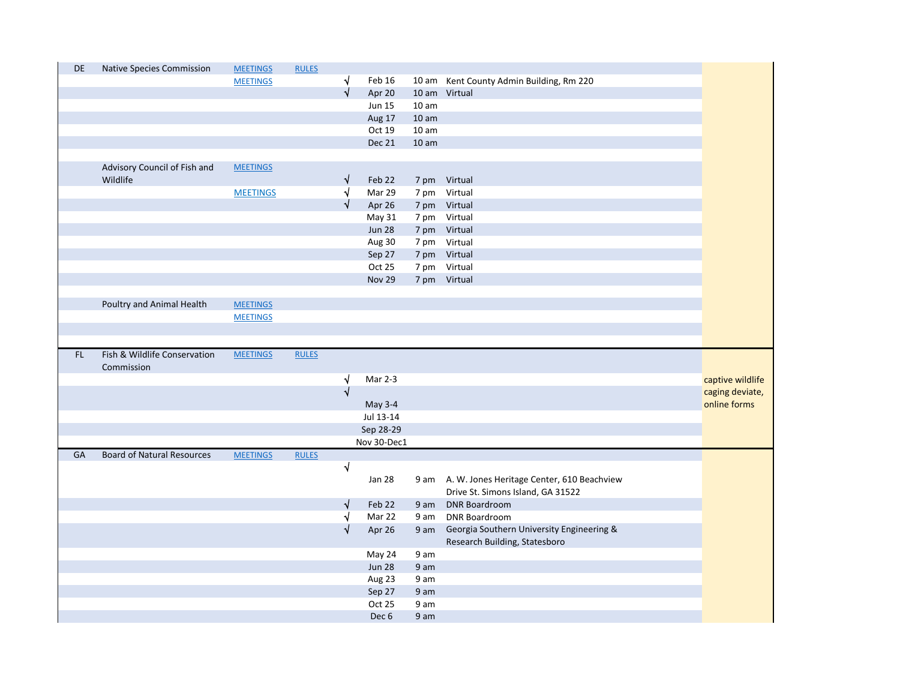| | | | | | | | | |
|---|---|---|---|---|---|---|---|---|
| DE | Native Species Commission | MEETINGS | RULES | | | | | |
| | | MEETINGS | | √ | Feb 16 | 10 am | Kent County Admin Building, Rm 220 | |
| | | | | √ | Apr 20 | 10 am | Virtual | |
| | | | | | Jun 15 | 10 am | | |
| | | | | | Aug 17 | 10 am | | |
| | | | | | Oct 19 | 10 am | | |
| | | | | | Dec 21 | 10 am | | |
| | | | | | | | | |
| | Advisory Council of Fish and Wildlife | MEETINGS | | | | | | |
| | | | | √ | Feb 22 | 7 pm | Virtual | |
| | | MEETINGS | | √ | Mar 29 | 7 pm | Virtual | |
| | | | | √ | Apr 26 | 7 pm | Virtual | |
| | | | | | May 31 | 7 pm | Virtual | |
| | | | | | Jun 28 | 7 pm | Virtual | |
| | | | | | Aug 30 | 7 pm | Virtual | |
| | | | | | Sep 27 | 7 pm | Virtual | |
| | | | | | Oct 25 | 7 pm | Virtual | |
| | | | | | Nov 29 | 7 pm | Virtual | |
| | | | | | | | | |
| | Poultry and Animal Health | MEETINGS | | | | | | |
| | | MEETINGS | | | | | | |
| | | | | | | | | |
| | | | | | | | | |
| FL | Fish & Wildlife Conservation Commission | MEETINGS | RULES | | | | | |
| | | | | √ | Mar 2-3 | | | captive wildlife caging deviate, online forms |
| | | | | √ | May 3-4 | | | |
| | | | | | Jul 13-14 | | | |
| | | | | | Sep 28-29 | | | |
| | | | | | Nov 30-Dec1 | | | |
| GA | Board of Natural Resources | MEETINGS | RULES | | | | | |
| | | | | √ | Jan 28 | 9 am | A. W. Jones Heritage Center, 610 Beachview Drive St. Simons Island, GA 31522 | |
| | | | | √ | Feb 22 | 9 am | DNR Boardroom | |
| | | | | √ | Mar 22 | 9 am | DNR Boardroom | |
| | | | | √ | Apr 26 | 9 am | Georgia Southern University Engineering & Research Building, Statesboro | |
| | | | | | May 24 | 9 am | | |
| | | | | | Jun 28 | 9 am | | |
| | | | | | Aug 23 | 9 am | | |
| | | | | | Sep 27 | 9 am | | |
| | | | | | Oct 25 | 9 am | | |
| | | | | | Dec 6 | 9 am | | |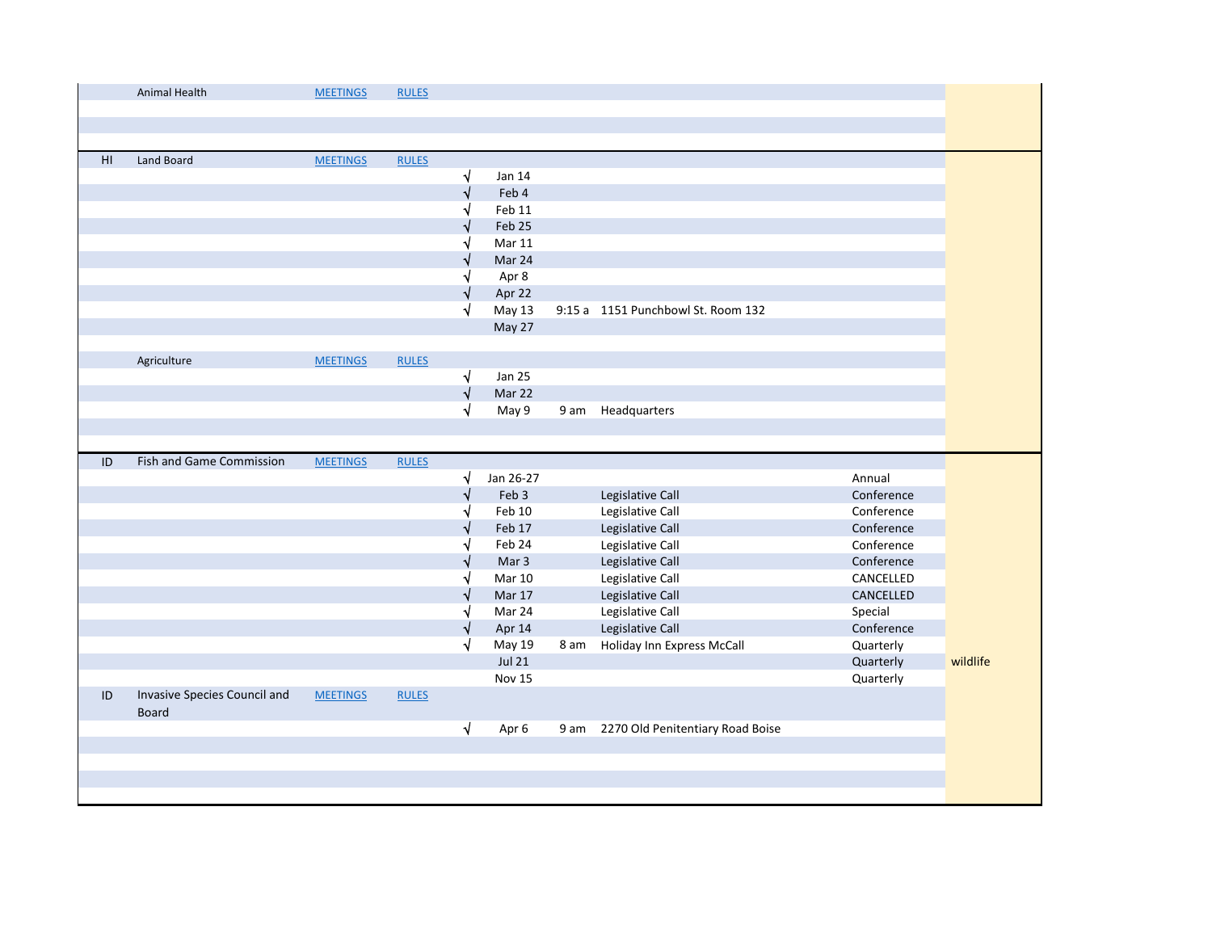| | | | | | | | | | |
|---|---|---|---|---|---|---|---|---|---|
| | Animal Health | MEETINGS | RULES | | | | | | |
| | | | | | | | | | |
| | | | | | | | | | |
| | | | | | | | | | |
| HI | Land Board | MEETINGS | RULES | | | | | | |
| | | | | √ | Jan 14 | | | | |
| | | | | √ | Feb 4 | | | | |
| | | | | √ | Feb 11 | | | | |
| | | | | √ | Feb 25 | | | | |
| | | | | √ | Mar 11 | | | | |
| | | | | √ | Mar 24 | | | | |
| | | | | √ | Apr 8 | | | | |
| | | | | √ | Apr 22 | | | | |
| | | | | √ | May 13 | 9:15 a | 1151 Punchbowl St. Room 132 | | |
| | | | | | May 27 | | | | |
| | | | | | | | | | |
| | Agriculture | MEETINGS | RULES | | | | | | |
| | | | | √ | Jan 25 | | | | |
| | | | | √ | Mar 22 | | | | |
| | | | | √ | May 9 | 9 am | Headquarters | | |
| | | | | | | | | | |
| | | | | | | | | | |
| ID | Fish and Game Commission | MEETINGS | RULES | | | | | | |
| | | | | √ | Jan 26-27 | | | Annual | |
| | | | | √ | Feb 3 | | Legislative Call | Conference | |
| | | | | √ | Feb 10 | | Legislative Call | Conference | |
| | | | | √ | Feb 17 | | Legislative Call | Conference | |
| | | | | √ | Feb 24 | | Legislative Call | Conference | |
| | | | | √ | Mar 3 | | Legislative Call | Conference | |
| | | | | √ | Mar 10 | | Legislative Call | CANCELLED | |
| | | | | √ | Mar 17 | | Legislative Call | CANCELLED | |
| | | | | √ | Mar 24 | | Legislative Call | Special | |
| | | | | √ | Apr 14 | | Legislative Call | Conference | |
| | | | | √ | May 19 | 8 am | Holiday Inn Express McCall | Quarterly | |
| | | | | | Jul 21 | | | Quarterly | wildlife |
| | | | | | Nov 15 | | | Quarterly | |
| ID | Invasive Species Council and Board | MEETINGS | RULES | | | | | | |
| | | | | √ | Apr 6 | 9 am | 2270 Old Penitentiary Road Boise | | |
| | | | | | | | | | |
| | | | | | | | | | |
| | | | | | | | | | |
| | | | | | | | | | |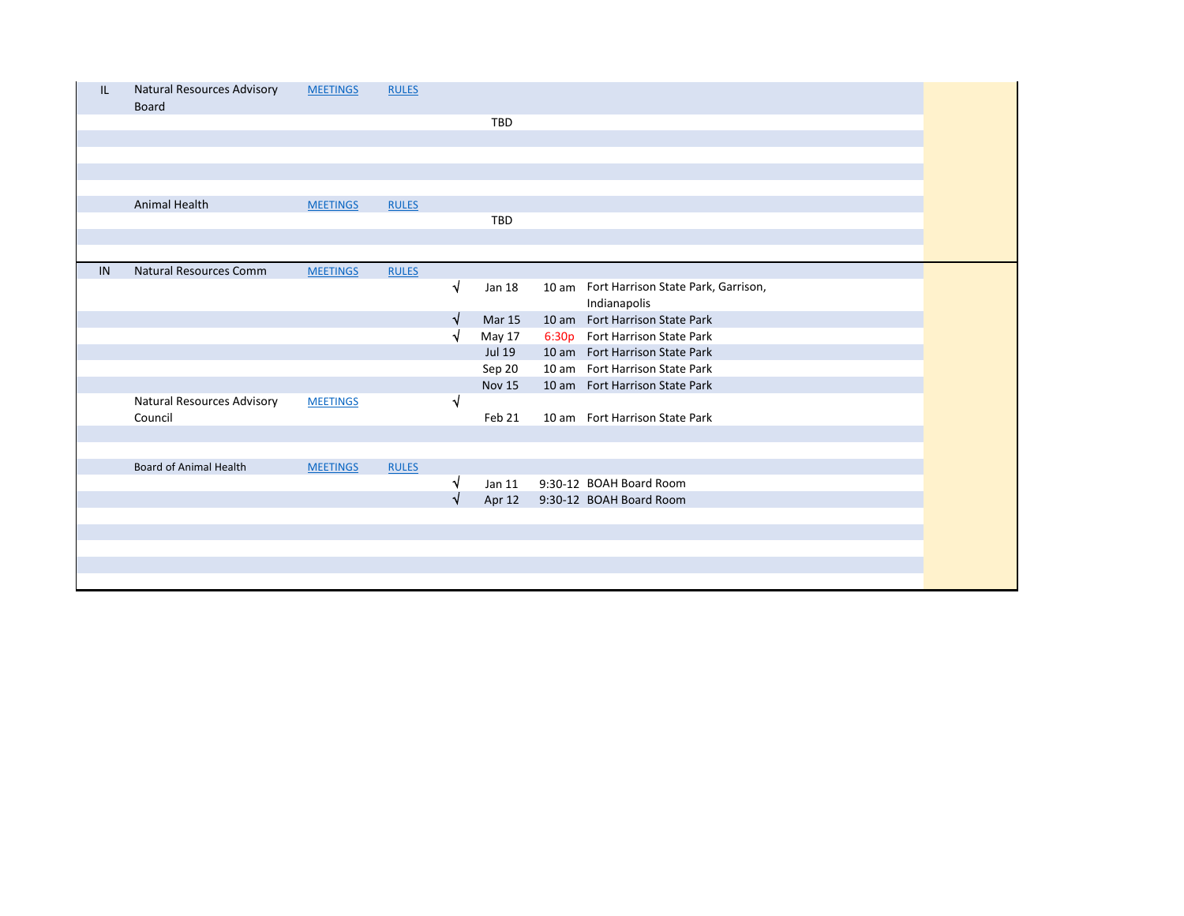| | | | | | | | |
|---|---|---|---|---|---|---|---|
| IL | Natural Resources Advisory Board | MEETINGS | RULES | | | | |
| | | | | | TBD | | |
| | | | | | | | |
| | | | | | | | |
| | | | | | | | |
| | | | | | | | |
| | Animal Health | MEETINGS | RULES | | | | |
| | | | | | TBD | | |
| | | | | | | | |
| | | | | | | | |
| IN | Natural Resources Comm | MEETINGS | RULES | | | | |
| | | | | √ | Jan 18 | 10 am | Fort Harrison State Park, Garrison, Indianapolis |
| | | | | √ | Mar 15 | 10 am | Fort Harrison State Park |
| | | | | √ | May 17 | 6:30p | Fort Harrison State Park |
| | | | | | Jul 19 | 10 am | Fort Harrison State Park |
| | | | | | Sep 20 | 10 am | Fort Harrison State Park |
| | | | | | Nov 15 | 10 am | Fort Harrison State Park |
| | Natural Resources Advisory Council | MEETINGS | | √ | Feb 21 | 10 am | Fort Harrison State Park |
| | | | | | | | |
| | | | | | | | |
| | Board of Animal Health | MEETINGS | RULES | | | | |
| | | | | √ | Jan 11 | 9:30-12 | BOAH Board Room |
| | | | | √ | Apr 12 | 9:30-12 | BOAH Board Room |
| | | | | | | | |
| | | | | | | | |
| | | | | | | | |
| | | | | | | | |
| | | | | | | | |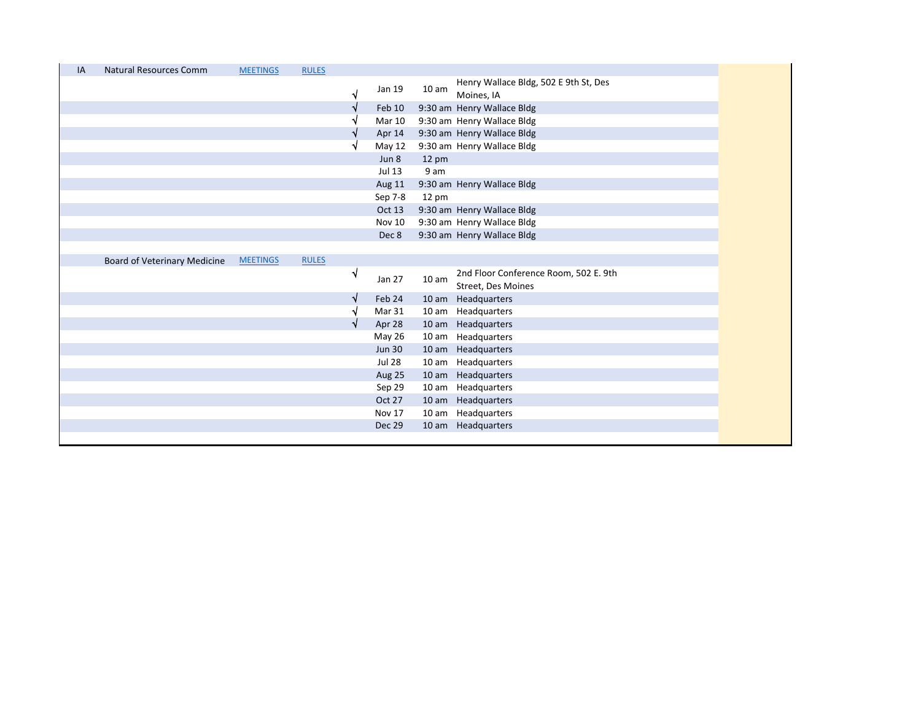| IA | Natural Resources Comm | MEETINGS | RULES | | | | |
|---|---|---|---|---|---|---|---|
| | | | | √ | Jan 19 | 10 am | Henry Wallace Bldg, 502 E 9th St, Des Moines, IA |
| | | | | √ | Feb 10 | 9:30 am | Henry Wallace Bldg |
| | | | | √ | Mar 10 | 9:30 am | Henry Wallace Bldg |
| | | | | √ | Apr 14 | 9:30 am | Henry Wallace Bldg |
| | | | | √ | May 12 | 9:30 am | Henry Wallace Bldg |
| | | | | | Jun 8 | 12 pm | |
| | | | | | Jul 13 | 9 am | |
| | | | | | Aug 11 | 9:30 am | Henry Wallace Bldg |
| | | | | | Sep 7-8 | 12 pm | |
| | | | | | Oct 13 | 9:30 am | Henry Wallace Bldg |
| | | | | | Nov 10 | 9:30 am | Henry Wallace Bldg |
| | | | | | Dec 8 | 9:30 am | Henry Wallace Bldg |
| | | | | | | | |
| | Board of Veterinary Medicine | MEETINGS | RULES | | | | |
| | | | | √ | Jan 27 | 10 am | 2nd Floor Conference Room, 502 E. 9th Street, Des Moines |
| | | | | √ | Feb 24 | 10 am | Headquarters |
| | | | | √ | Mar 31 | 10 am | Headquarters |
| | | | | √ | Apr 28 | 10 am | Headquarters |
| | | | | | May 26 | 10 am | Headquarters |
| | | | | | Jun 30 | 10 am | Headquarters |
| | | | | | Jul 28 | 10 am | Headquarters |
| | | | | | Aug 25 | 10 am | Headquarters |
| | | | | | Sep 29 | 10 am | Headquarters |
| | | | | | Oct 27 | 10 am | Headquarters |
| | | | | | Nov 17 | 10 am | Headquarters |
| | | | | | Dec 29 | 10 am | Headquarters |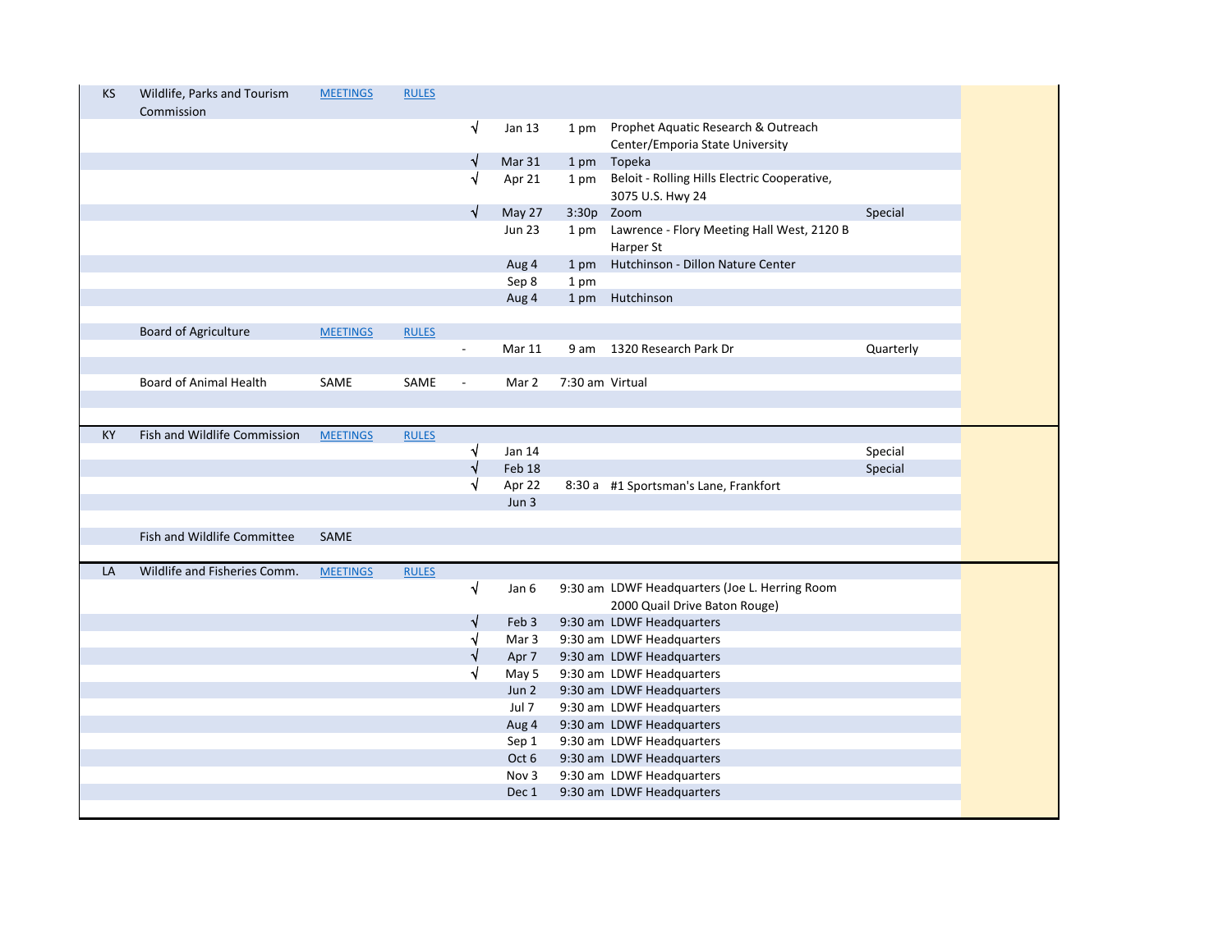| | | | | | | | | | |
|---|---|---|---|---|---|---|---|---|---|
| KS | Wildlife, Parks and Tourism Commission | MEETINGS | RULES | | | | | | |
| | | | | √ | Jan 13 | 1 pm | Prophet Aquatic Research & Outreach Center/Emporia State University | | |
| | | | | √ | Mar 31 | 1 pm | Topeka | | |
| | | | | √ | Apr 21 | 1 pm | Beloit - Rolling Hills Electric Cooperative, 3075 U.S. Hwy 24 | | |
| | | | | √ | May 27 | 3:30p | Zoom | Special | |
| | | | | | Jun 23 | 1 pm | Lawrence - Flory Meeting Hall West, 2120 B Harper St | | |
| | | | | | Aug 4 | 1 pm | Hutchinson - Dillon Nature Center | | |
| | | | | | Sep 8 | 1 pm | | | |
| | | | | | Aug 4 | 1 pm | Hutchinson | | |
| | | | | | | | | | |
| | Board of Agriculture | MEETINGS | RULES | | | | | | |
| | | | | - | Mar 11 | 9 am | 1320 Research Park Dr | Quarterly | |
| | | | | | | | | | |
| | Board of Animal Health | SAME | SAME | - | Mar 2 | 7:30 am | Virtual | | |
| | | | | | | | | | |
| KY | Fish and Wildlife Commission | MEETINGS | RULES | | | | | | |
| | | | | √ | Jan 14 | | | Special | |
| | | | | √ | Feb 18 | | | Special | |
| | | | | √ | Apr 22 | 8:30 a | #1 Sportsman's Lane, Frankfort | | |
| | | | | | Jun 3 | | | | |
| | | | | | | | | | |
| | Fish and Wildlife Committee | SAME | | | | | | | |
| | | | | | | | | | |
| LA | Wildlife and Fisheries Comm. | MEETINGS | RULES | | | | | | |
| | | | | √ | Jan 6 | 9:30 am | LDWF Headquarters (Joe L. Herring Room 2000 Quail Drive Baton Rouge) | | |
| | | | | √ | Feb 3 | 9:30 am | LDWF Headquarters | | |
| | | | | √ | Mar 3 | 9:30 am | LDWF Headquarters | | |
| | | | | √ | Apr 7 | 9:30 am | LDWF Headquarters | | |
| | | | | √ | May 5 | 9:30 am | LDWF Headquarters | | |
| | | | | | Jun 2 | 9:30 am | LDWF Headquarters | | |
| | | | | | Jul 7 | 9:30 am | LDWF Headquarters | | |
| | | | | | Aug 4 | 9:30 am | LDWF Headquarters | | |
| | | | | | Sep 1 | 9:30 am | LDWF Headquarters | | |
| | | | | | Oct 6 | 9:30 am | LDWF Headquarters | | |
| | | | | | Nov 3 | 9:30 am | LDWF Headquarters | | |
| | | | | | Dec 1 | 9:30 am | LDWF Headquarters | | |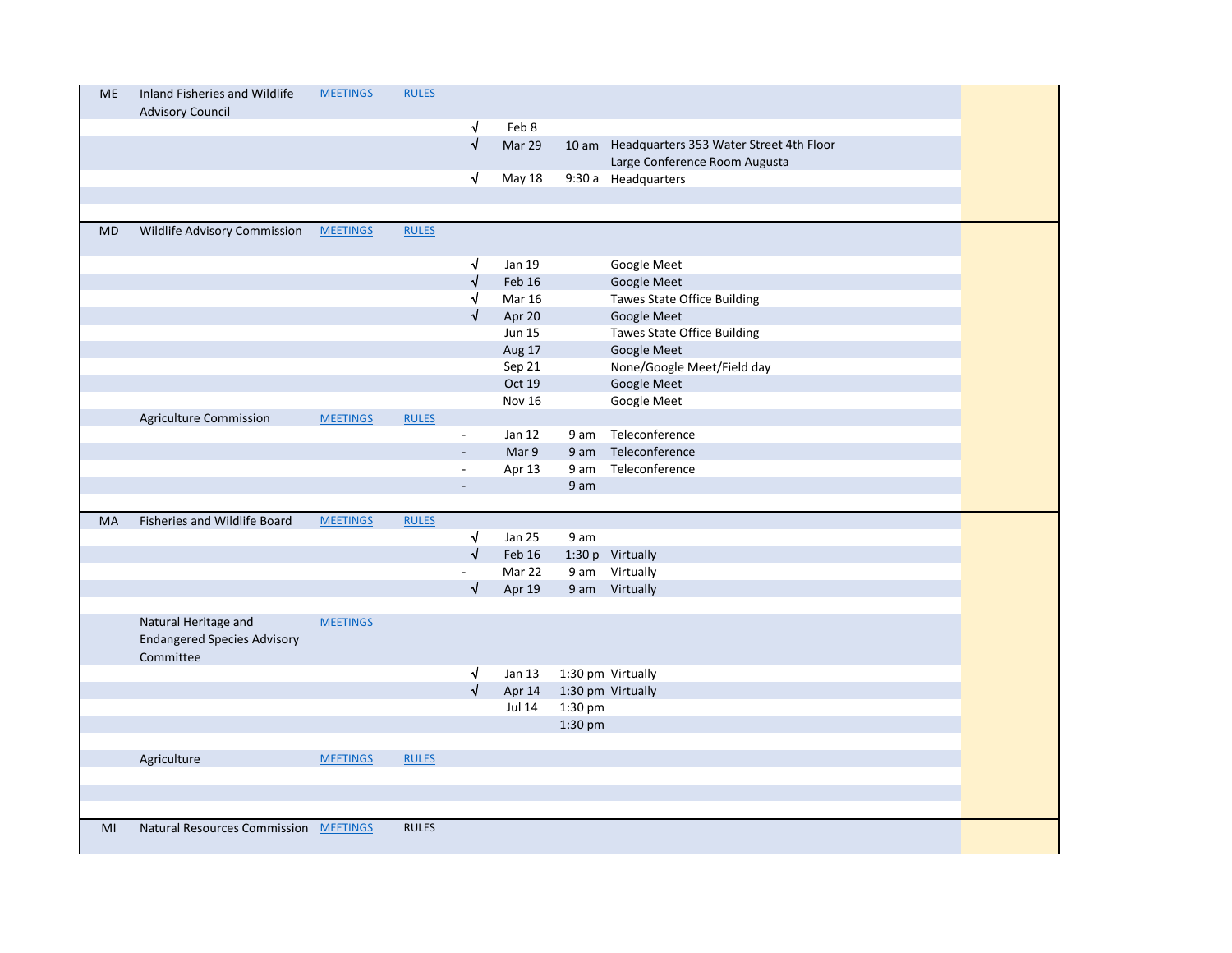| | | | | | | | |
|---|---|---|---|---|---|---|---|
| ME | Inland Fisheries and Wildlife Advisory Council | MEETINGS | RULES | | | | |
| | | | | √ | Feb 8 | | |
| | | | | √ | Mar 29 | 10 am | Headquarters 353 Water Street 4th Floor Large Conference Room Augusta |
| | | | | √ | May 18 | 9:30 a | Headquarters |
| | | | | | | | |
| | | | | | | | |
| MD | Wildlife Advisory Commission | MEETINGS | RULES | | | | |
| | | | | √ | Jan 19 | | Google Meet |
| | | | | √ | Feb 16 | | Google Meet |
| | | | | √ | Mar 16 | | Tawes State Office Building |
| | | | | √ | Apr 20 | | Google Meet |
| | | | | | Jun 15 | | Tawes State Office Building |
| | | | | | Aug 17 | | Google Meet |
| | | | | | Sep 21 | | None/Google Meet/Field day |
| | | | | | Oct 19 | | Google Meet |
| | | | | | Nov 16 | | Google Meet |
| | Agriculture Commission | MEETINGS | RULES | | | | |
| | | | | - | Jan 12 | 9 am | Teleconference |
| | | | | - | Mar 9 | 9 am | Teleconference |
| | | | | - | Apr 13 | 9 am | Teleconference |
| | | | | - | | 9 am | |
| | | | | | | | |
| MA | Fisheries and Wildlife Board | MEETINGS | RULES | | | | |
| | | | | √ | Jan 25 | 9 am | |
| | | | | √ | Feb 16 | 1:30 p | Virtually |
| | | | | - | Mar 22 | 9 am | Virtually |
| | | | | √ | Apr 19 | 9 am | Virtually |
| | | | | | | | |
| | Natural Heritage and Endangered Species Advisory Committee | MEETINGS | | | | | |
| | | | | √ | Jan 13 | 1:30 pm | Virtually |
| | | | | √ | Apr 14 | 1:30 pm | Virtually |
| | | | | | Jul 14 | 1:30 pm | |
| | | | | | | 1:30 pm | |
| | | | | | | | |
| | Agriculture | MEETINGS | RULES | | | | |
| | | | | | | | |
| | | | | | | | |
| | | | | | | | |
| MI | Natural Resources Commission | MEETINGS | RULES | | | | |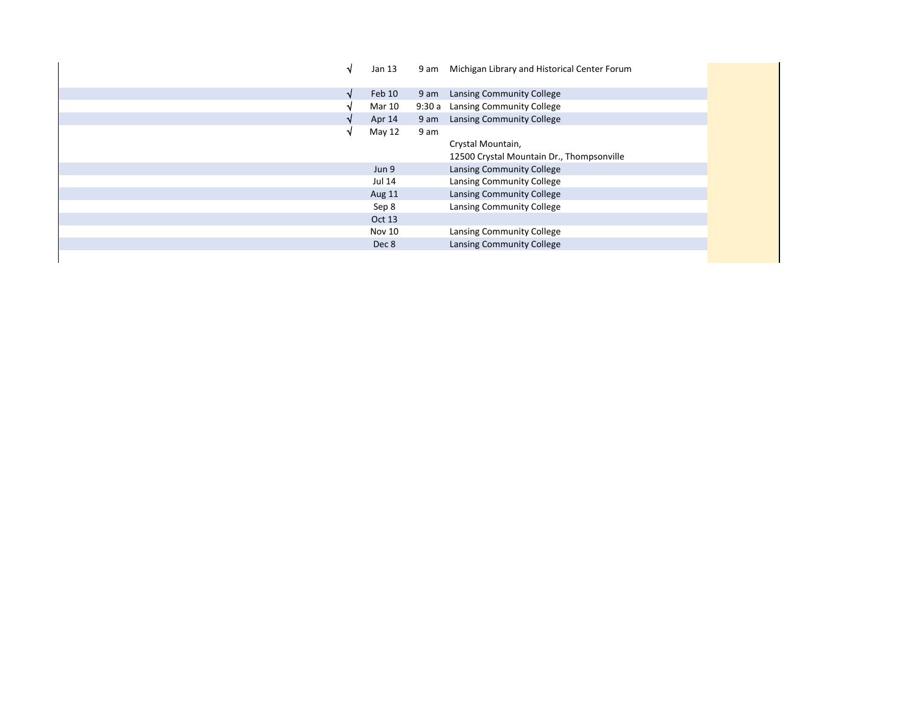| | Date | Time | Location |
|---|---|---|---|
| √ | Jan 13 | 9 am | Michigan Library and Historical Center Forum |
| √ | Feb 10 | 9 am | Lansing Community College |
| √ | Mar 10 | 9:30 a | Lansing Community College |
| √ | Apr 14 | 9 am | Lansing Community College |
| √ | May 12 | 9 am | Crystal Mountain, 12500 Crystal Mountain Dr., Thompsonville |
| | Jun 9 | | Lansing Community College |
| | Jul 14 | | Lansing Community College |
| | Aug 11 | | Lansing Community College |
| | Sep 8 | | Lansing Community College |
| | Oct 13 | | |
| | Nov 10 | | Lansing Community College |
| | Dec 8 | | Lansing Community College |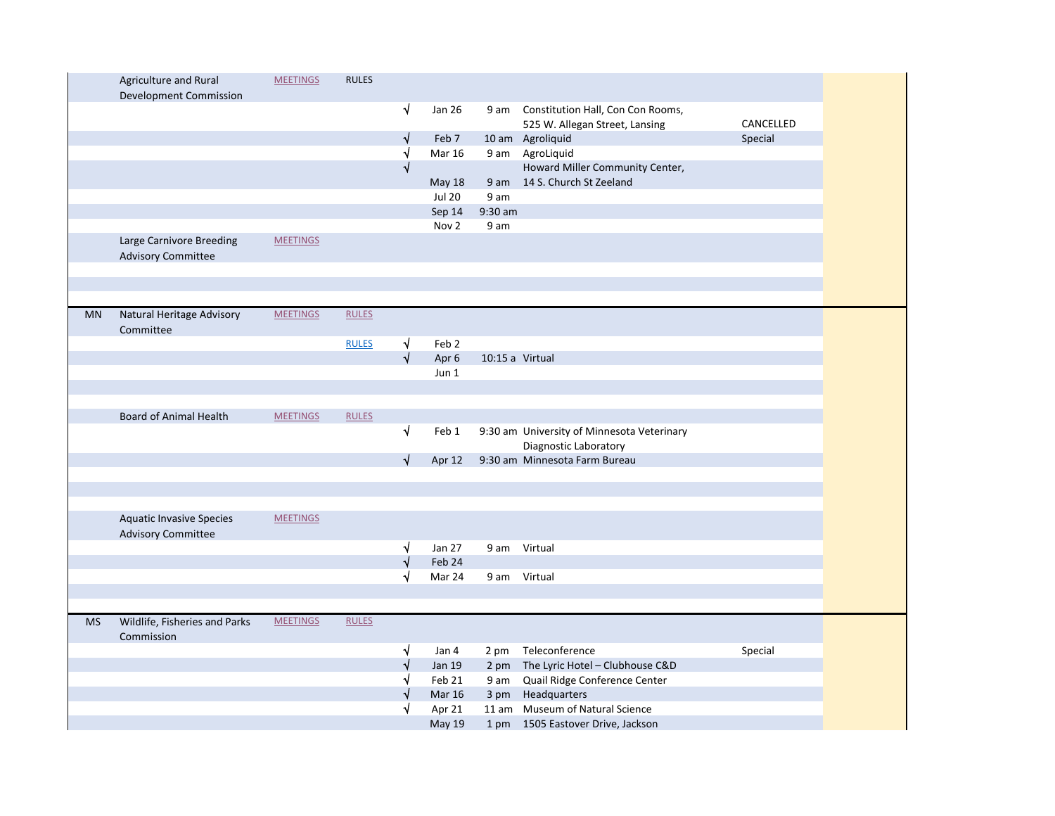| State | Body | Meetings | Rules | √ | Date | Time | Location | Notes |
|---|---|---|---|---|---|---|---|---|
| | Agriculture and Rural Development Commission | MEETINGS | RULES | | | | | |
| | | | | √ | Jan 26 | 9 am | Constitution Hall, Con Con Rooms, 525 W. Allegan Street, Lansing | CANCELLED |
| | | | | √ | Feb 7 | 10 am | Agroliquid | Special |
| | | | | √ | Mar 16 | 9 am | AgroLiquid | |
| | | | | √ | May 18 | 9 am | Howard Miller Community Center, 14 S. Church St Zeeland | |
| | | | | | Jul 20 | 9 am | | |
| | | | | | Sep 14 | 9:30 am | | |
| | | | | | Nov 2 | 9 am | | |
| | Large Carnivore Breeding Advisory Committee | MEETINGS | | | | | | |
| MN | Natural Heritage Advisory Committee | MEETINGS | RULES | | | | | |
| | | | RULES | √ | Feb 2 | | | |
| | | | | √ | Apr 6 | 10:15 a | Virtual | |
| | | | | | Jun 1 | | | |
| | Board of Animal Health | MEETINGS | RULES | | | | | |
| | | | | √ | Feb 1 | 9:30 am | University of Minnesota Veterinary Diagnostic Laboratory | |
| | | | | √ | Apr 12 | 9:30 am | Minnesota Farm Bureau | |
| | Aquatic Invasive Species Advisory Committee | MEETINGS | | | | | | |
| | | | | √ | Jan 27 | 9 am | Virtual | |
| | | | | √ | Feb 24 | | | |
| | | | | √ | Mar 24 | 9 am | Virtual | |
| MS | Wildlife, Fisheries and Parks Commission | MEETINGS | RULES | | | | | |
| | | | | √ | Jan 4 | 2 pm | Teleconference | Special |
| | | | | √ | Jan 19 | 2 pm | The Lyric Hotel – Clubhouse C&D | |
| | | | | √ | Feb 21 | 9 am | Quail Ridge Conference Center | |
| | | | | √ | Mar 16 | 3 pm | Headquarters | |
| | | | | √ | Apr 21 | 11 am | Museum of Natural Science | |
| | | | | | May 19 | 1 pm | 1505 Eastover Drive, Jackson | |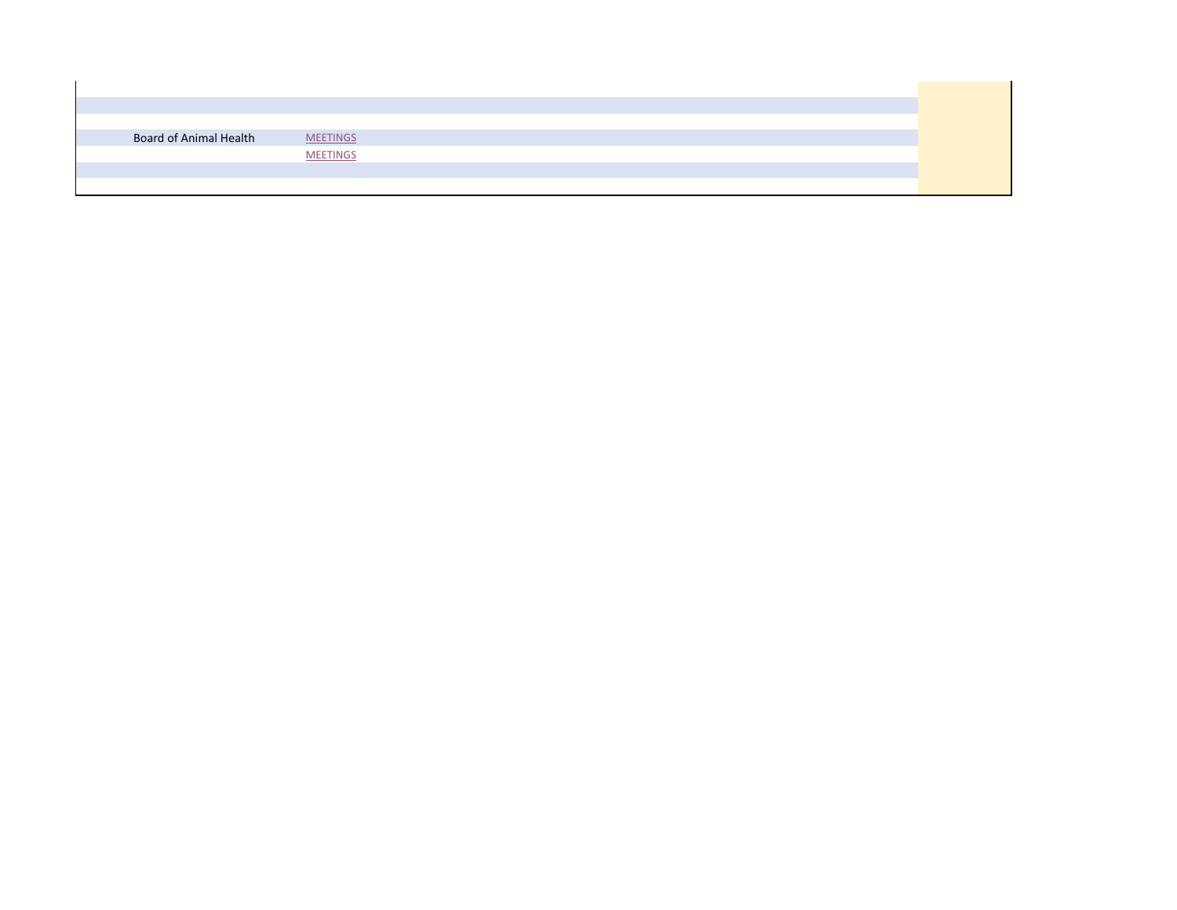| | |
|---|---|
| Board of Animal Health | MEETINGS |
| | MEETINGS |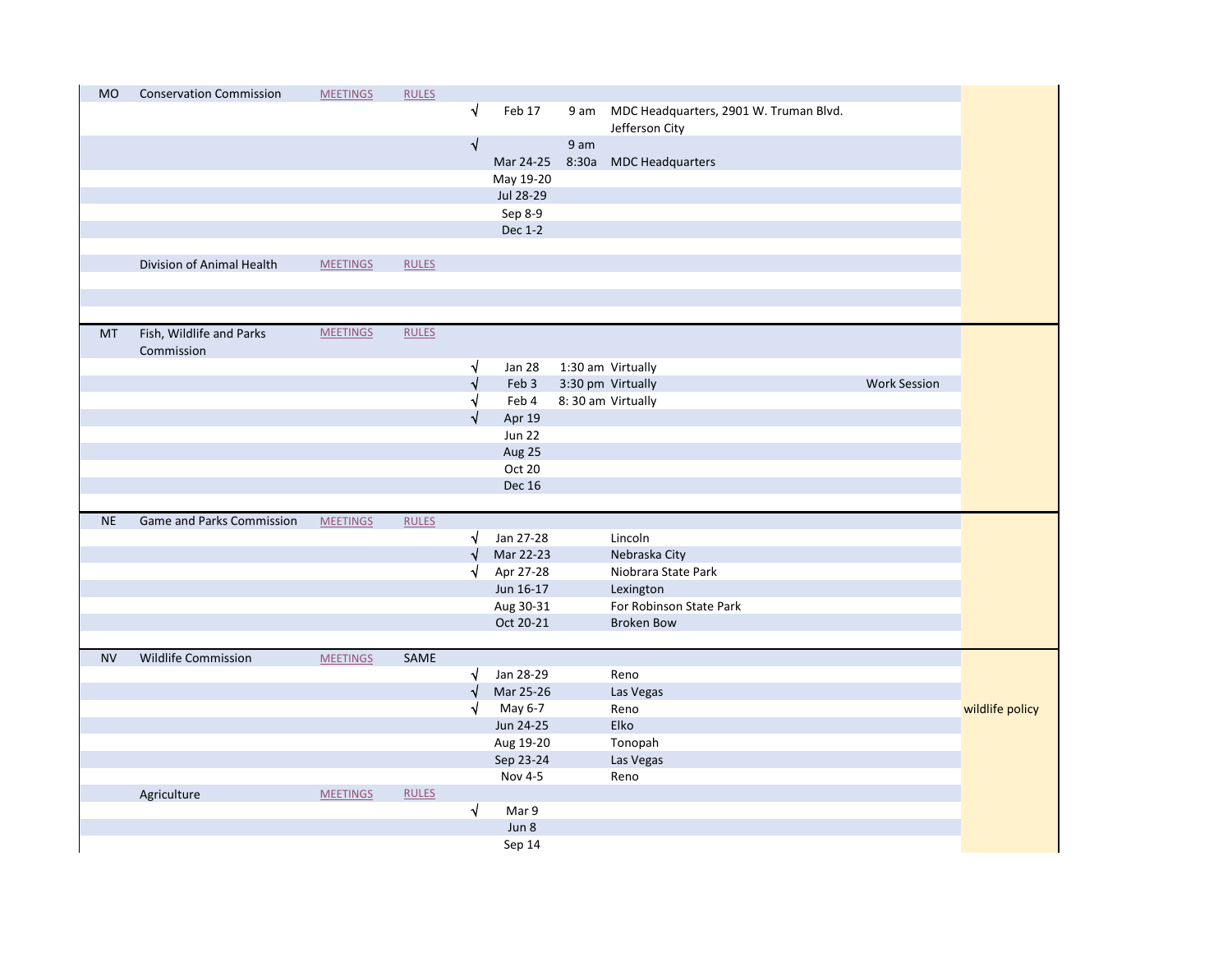| | | | | | | | | | |
|---|---|---|---|---|---|---|---|---|---|
| MO | Conservation Commission | MEETINGS | RULES | | | | | | |
| | | | | √ | Feb 17 | 9 am | MDC Headquarters, 2901 W. Truman Blvd. Jefferson City | | |
| | | | | √ | | 9 am | | | |
| | | | | | Mar 24-25 | 8:30a | MDC Headquarters | | |
| | | | | | May 19-20 | | | | |
| | | | | | Jul 28-29 | | | | |
| | | | | | Sep 8-9 | | | | |
| | | | | | Dec 1-2 | | | | |
| | | | | | | | | | |
| | Division of Animal Health | MEETINGS | RULES | | | | | | |
| | | | | | | | | | |
| | | | | | | | | | |
| MT | Fish, Wildlife and Parks Commission | MEETINGS | RULES | | | | | | |
| | | | | √ | Jan 28 | 1:30 am | Virtually | | |
| | | | | √ | Feb 3 | 3:30 pm | Virtually | Work Session | |
| | | | | √ | Feb 4 | 8: 30 am | Virtually | | |
| | | | | √ | Apr 19 | | | | |
| | | | | | Jun 22 | | | | |
| | | | | | Aug 25 | | | | |
| | | | | | Oct 20 | | | | |
| | | | | | Dec 16 | | | | |
| | | | | | | | | | |
| NE | Game and Parks Commission | MEETINGS | RULES | | | | | | |
| | | | | √ | Jan 27-28 | | Lincoln | | |
| | | | | √ | Mar 22-23 | | Nebraska City | | |
| | | | | √ | Apr 27-28 | | Niobrara State Park | | |
| | | | | | Jun 16-17 | | Lexington | | |
| | | | | | Aug 30-31 | | For Robinson State Park | | |
| | | | | | Oct 20-21 | | Broken Bow | | |
| | | | | | | | | | |
| NV | Wildlife Commission | MEETINGS | SAME | | | | | | |
| | | | | √ | Jan 28-29 | | Reno | | |
| | | | | √ | Mar 25-26 | | Las Vegas | | |
| | | | | √ | May 6-7 | | Reno | | wildlife policy |
| | | | | | Jun 24-25 | | Elko | | |
| | | | | | Aug 19-20 | | Tonopah | | |
| | | | | | Sep 23-24 | | Las Vegas | | |
| | | | | | Nov 4-5 | | Reno | | |
| | Agriculture | MEETINGS | RULES | | | | | | |
| | | | | √ | Mar 9 | | | | |
| | | | | | Jun 8 | | | | |
| | | | | | Sep 14 | | | | |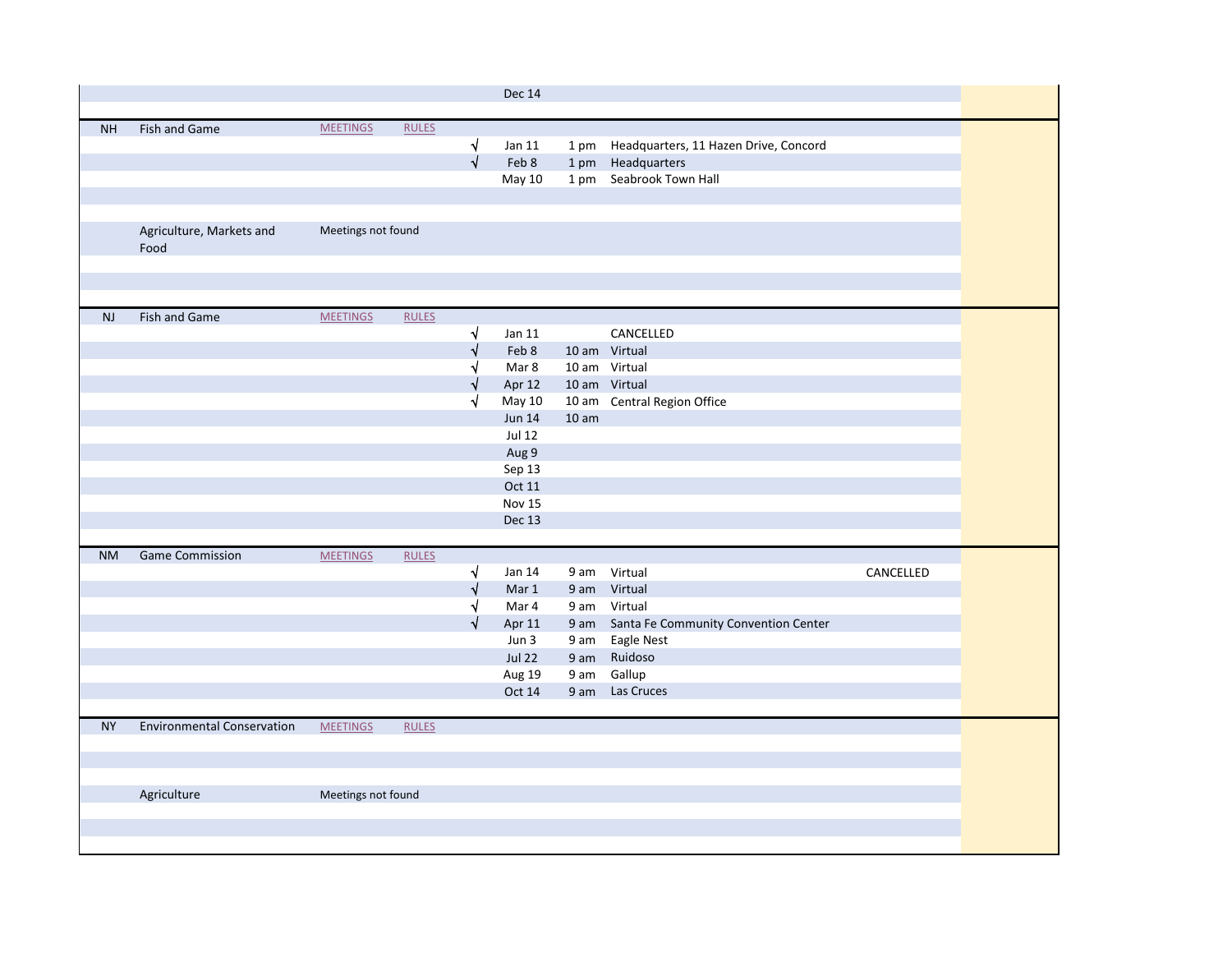| | | | | | | | | | |
|---|---|---|---|---|---|---|---|---|---|
| | | | | | Dec 14 | | | | |
| | | | | | | | | | |
| NH | Fish and Game | MEETINGS | RULES | | | | | | |
| | | | | √ | Jan 11 | 1 pm | Headquarters, 11 Hazen Drive, Concord | | |
| | | | | √ | Feb 8 | 1 pm | Headquarters | | |
| | | | | | May 10 | 1 pm | Seabrook Town Hall | | |
| | | | | | | | | | |
| | | | | | | | | | |
| | Agriculture, Markets and Food | Meetings not found | | | | | | | |
| | | | | | | | | | |
| | | | | | | | | | |
| | | | | | | | | | |
| NJ | Fish and Game | MEETINGS | RULES | | | | | | |
| | | | | √ | Jan 11 | | CANCELLED | | |
| | | | | √ | Feb 8 | 10 am | Virtual | | |
| | | | | √ | Mar 8 | 10 am | Virtual | | |
| | | | | √ | Apr 12 | 10 am | Virtual | | |
| | | | | √ | May 10 | 10 am | Central Region Office | | |
| | | | | | Jun 14 | 10 am | | | |
| | | | | | Jul 12 | | | | |
| | | | | | Aug 9 | | | | |
| | | | | | Sep 13 | | | | |
| | | | | | Oct 11 | | | | |
| | | | | | Nov 15 | | | | |
| | | | | | Dec 13 | | | | |
| | | | | | | | | | |
| NM | Game Commission | MEETINGS | RULES | | | | | | |
| | | | | √ | Jan 14 | 9 am | Virtual | CANCELLED | |
| | | | | √ | Mar 1 | 9 am | Virtual | | |
| | | | | √ | Mar 4 | 9 am | Virtual | | |
| | | | | √ | Apr 11 | 9 am | Santa Fe Community Convention Center | | |
| | | | | | Jun 3 | 9 am | Eagle Nest | | |
| | | | | | Jul 22 | 9 am | Ruidoso | | |
| | | | | | Aug 19 | 9 am | Gallup | | |
| | | | | | Oct 14 | 9 am | Las Cruces | | |
| | | | | | | | | | |
| NY | Environmental Conservation | MEETINGS | RULES | | | | | | |
| | | | | | | | | | |
| | | | | | | | | | |
| | | | | | | | | | |
| | Agriculture | Meetings not found | | | | | | | |
| | | | | | | | | | |
| | | | | | | | | | |
| | | | | | | | | | |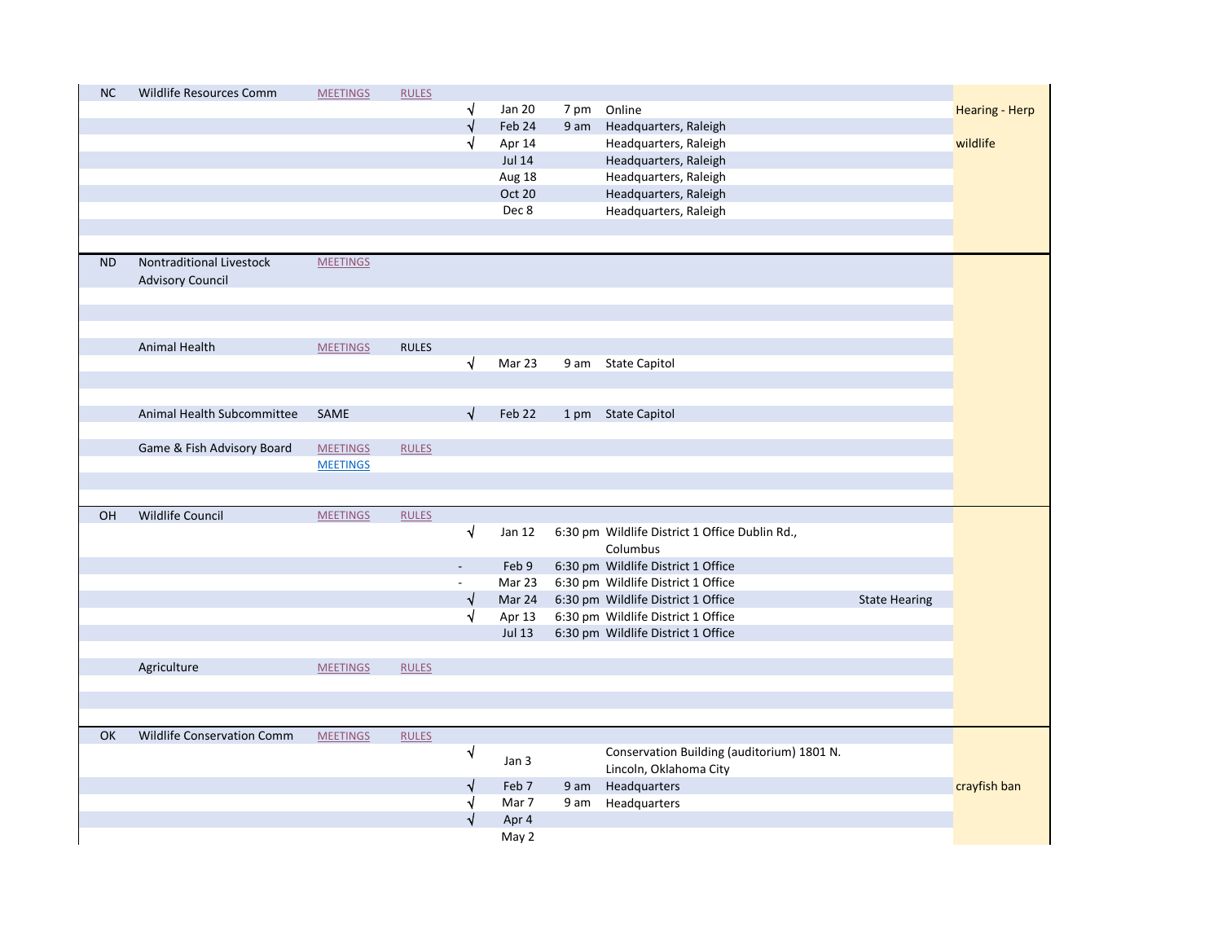| | | | | | | | | | |
|---|---|---|---|---|---|---|---|---|---|
| NC | Wildlife Resources Comm | MEETINGS | RULES | | | | | | |
| | | | | √ | Jan 20 | 7 pm | Online | | Hearing - Herp |
| | | | | √ | Feb 24 | 9 am | Headquarters, Raleigh | | |
| | | | | √ | Apr 14 | | Headquarters, Raleigh | | wildlife |
| | | | | | Jul 14 | | Headquarters, Raleigh | | |
| | | | | | Aug 18 | | Headquarters, Raleigh | | |
| | | | | | Oct 20 | | Headquarters, Raleigh | | |
| | | | | | Dec 8 | | Headquarters, Raleigh | | |
| ND | Nontraditional Livestock Advisory Council | MEETINGS | | | | | | | |
| | Animal Health | MEETINGS | RULES | | | | | | |
| | | | | √ | Mar 23 | 9 am | State Capitol | | |
| | Animal Health Subcommittee | SAME | | √ | Feb 22 | 1 pm | State Capitol | | |
| | Game & Fish Advisory Board | MEETINGS | RULES | | | | | | |
| | | MEETINGS | | | | | | | |
| OH | Wildlife Council | MEETINGS | RULES | | | | | | |
| | | | | √ | Jan 12 | 6:30 pm | Wildlife District 1 Office Dublin Rd., Columbus | | |
| | | | | - | Feb 9 | 6:30 pm | Wildlife District 1 Office | | |
| | | | | - | Mar 23 | 6:30 pm | Wildlife District 1 Office | | |
| | | | | √ | Mar 24 | 6:30 pm | Wildlife District 1 Office | State Hearing | |
| | | | | √ | Apr 13 | 6:30 pm | Wildlife District 1 Office | | |
| | | | | | Jul 13 | 6:30 pm | Wildlife District 1 Office | | |
| | Agriculture | MEETINGS | RULES | | | | | | |
| OK | Wildlife Conservation Comm | MEETINGS | RULES | | | | | | |
| | | | | √ | Jan 3 | | Conservation Building (auditorium) 1801 N. Lincoln, Oklahoma City | | |
| | | | | √ | Feb 7 | 9 am | Headquarters | | crayfish ban |
| | | | | √ | Mar 7 | 9 am | Headquarters | | |
| | | | | √ | Apr 4 | | | | |
| | | | | | May 2 | | | | |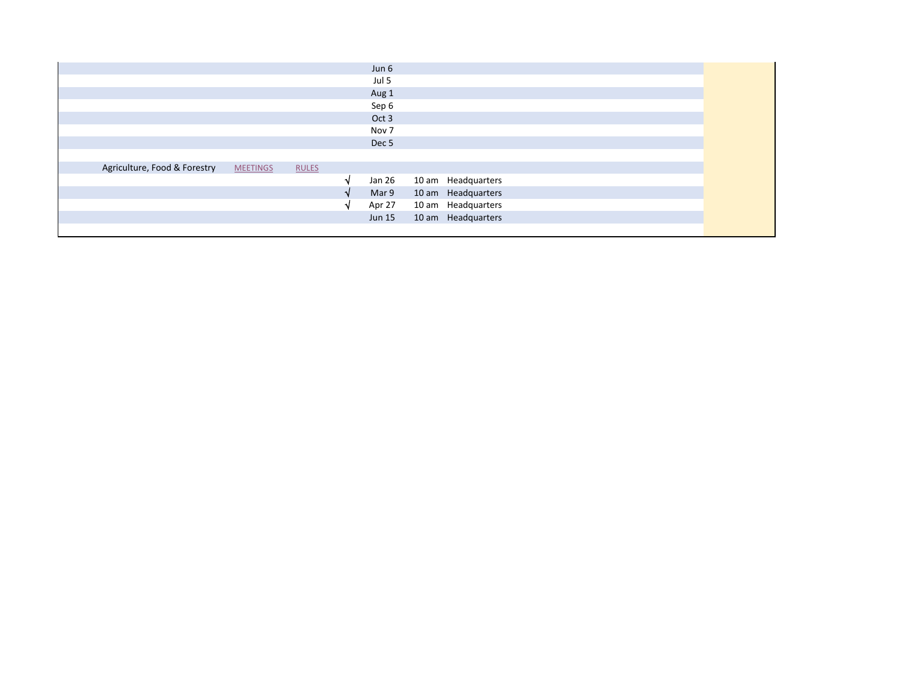| Committee | Meetings | Rules | Done | Date | Time | Location |
|---|---|---|---|---|---|---|
| | | | | Jun 6 | | |
| | | | | Jul 5 | | |
| | | | | Aug 1 | | |
| | | | | Sep 6 | | |
| | | | | Oct 3 | | |
| | | | | Nov 7 | | |
| | | | | Dec 5 | | |
| | | | | | | |
| Agriculture, Food & Forestry | MEETINGS | RULES | | | | |
| | | | √ | Jan 26 | 10 am | Headquarters |
| | | | √ | Mar 9 | 10 am | Headquarters |
| | | | √ | Apr 27 | 10 am | Headquarters |
| | | | | Jun 15 | 10 am | Headquarters |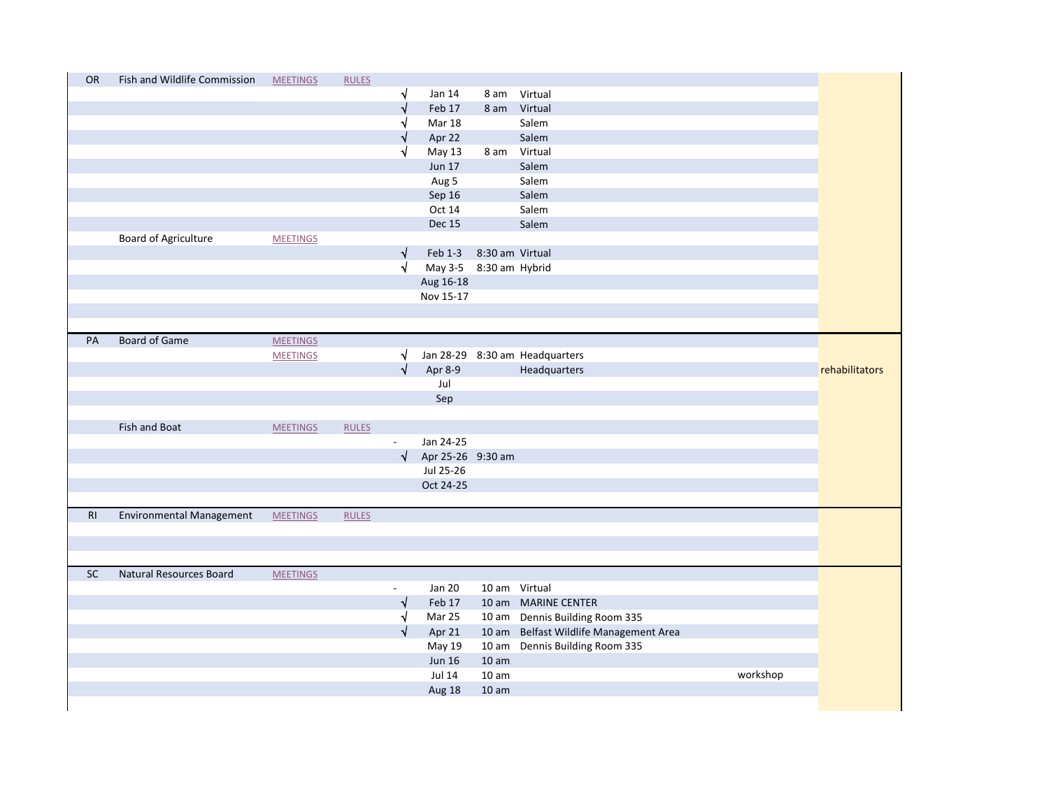| State | Agency | Meetings | Rules | Status | Date | Time | Location | Notes | Topics |
|---|---|---|---|---|---|---|---|---|---|
| OR | Fish and Wildlife Commission | MEETINGS | RULES | | | | | | |
| | | | | √ | Jan 14 | 8 am | Virtual | | |
| | | | | √ | Feb 17 | 8 am | Virtual | | |
| | | | | √ | Mar 18 | | Salem | | |
| | | | | √ | Apr 22 | | Salem | | |
| | | | | √ | May 13 | 8 am | Virtual | | |
| | | | | | Jun 17 | | Salem | | |
| | | | | | Aug 5 | | Salem | | |
| | | | | | Sep 16 | | Salem | | |
| | | | | | Oct 14 | | Salem | | |
| | | | | | Dec 15 | | Salem | | |
| | Board of Agriculture | MEETINGS | | | | | | | |
| | | | | √ | Feb 1-3 | 8:30 am | Virtual | | |
| | | | | √ | May 3-5 | 8:30 am | Hybrid | | |
| | | | | | Aug 16-18 | | | | |
| | | | | | Nov 15-17 | | | | |
| PA | Board of Game | MEETINGS | | | | | | | |
| | | MEETINGS | | √ | Jan 28-29 | 8:30 am | Headquarters | | |
| | | | | √ | Apr 8-9 | | Headquarters | | rehabilitators |
| | | | | | Jul | | | | |
| | | | | | Sep | | | | |
| | Fish and Boat | MEETINGS | RULES | | | | | | |
| | | | | - | Jan 24-25 | | | | |
| | | | | √ | Apr 25-26 | 9:30 am | | | |
| | | | | | Jul 25-26 | | | | |
| | | | | | Oct 24-25 | | | | |
| RI | Environmental Management | MEETINGS | RULES | | | | | | |
| SC | Natural Resources Board | MEETINGS | | | | | | | |
| | | | | - | Jan 20 | 10 am | Virtual | | |
| | | | | √ | Feb 17 | 10 am | MARINE CENTER | | |
| | | | | √ | Mar 25 | 10 am | Dennis Building Room 335 | | |
| | | | | √ | Apr 21 | 10 am | Belfast Wildlife Management Area | | |
| | | | | | May 19 | 10 am | Dennis Building Room 335 | | |
| | | | | | Jun 16 | 10 am | | | |
| | | | | | Jul 14 | 10 am | | workshop | |
| | | | | | Aug 18 | 10 am | | | |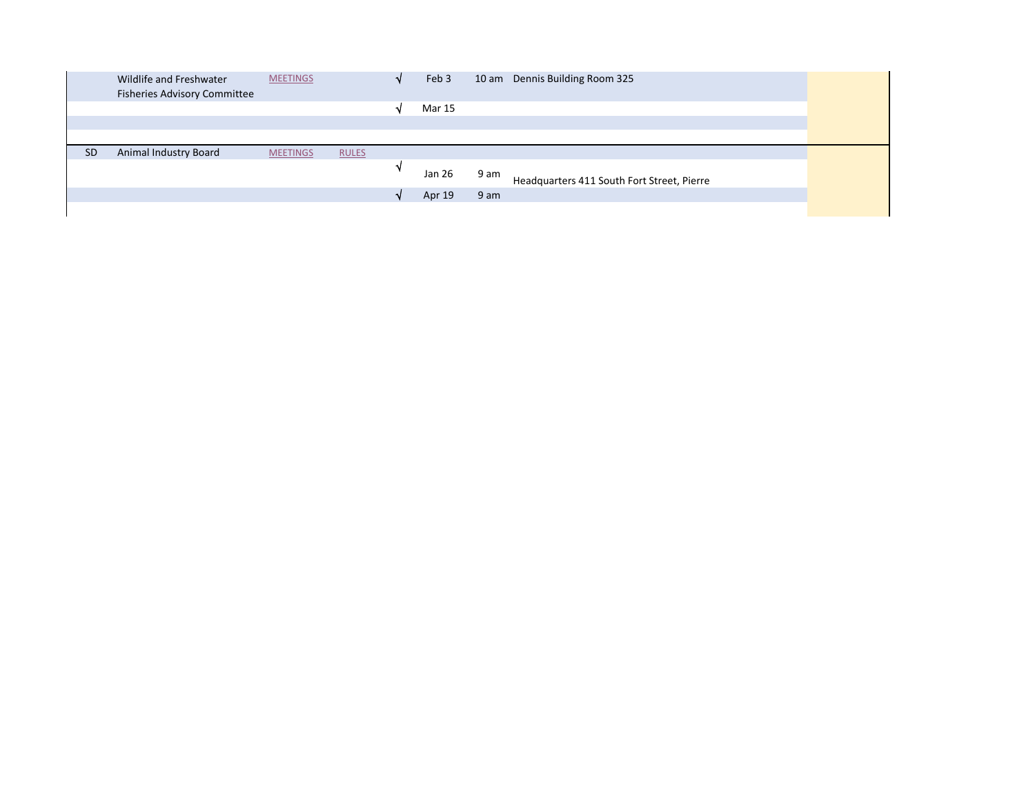| | | | | | | | | |
|---|---|---|---|---|---|---|---|---|
| | Wildlife and Freshwater Fisheries Advisory Committee | MEETINGS | | √ | Feb 3 | 10 am | Dennis Building Room 325 | |
| | | | | √ | Mar 15 | | | |
| | | | | | | | | |
| SD | Animal Industry Board | MEETINGS | RULES | | | | | |
| | | | | √ | Jan 26 | 9 am | Headquarters 411 South Fort Street, Pierre | |
| | | | | √ | Apr 19 | 9 am | | |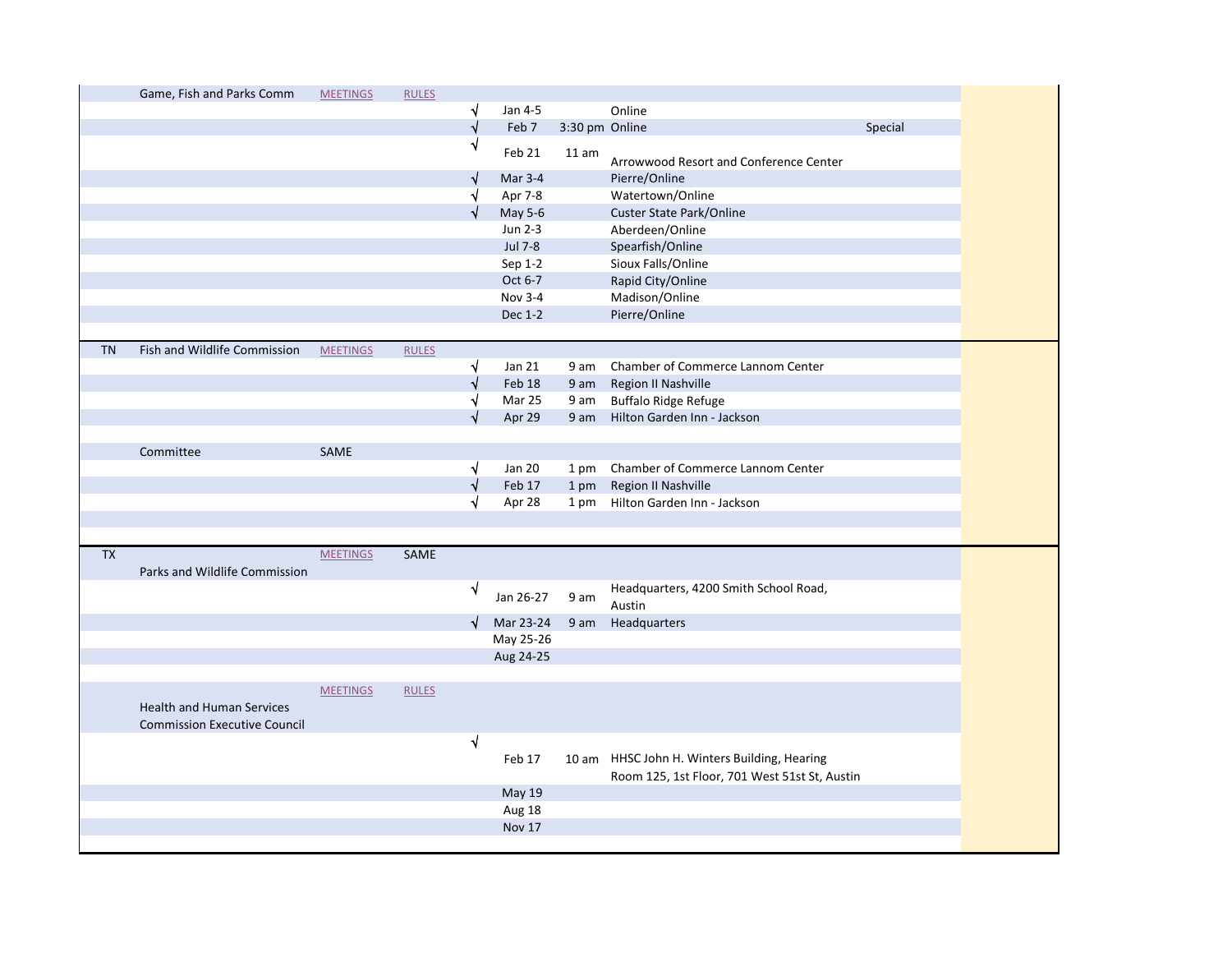|  |  |  |  |  |  |  |  |  |
|---|---|---|---|---|---|---|---|---|
|  | Game, Fish and Parks Comm | MEETINGS | RULES |  |  |  |  |  |
|  |  |  |  | √ | Jan 4-5 |  | Online |  |
|  |  |  |  | √ | Feb 7 | 3:30 pm | Online | Special |
|  |  |  |  | √ | Feb 21 | 11 am | Arrowwood Resort and Conference Center |  |
|  |  |  |  | √ | Mar 3-4 |  | Pierre/Online |  |
|  |  |  |  | √ | Apr 7-8 |  | Watertown/Online |  |
|  |  |  |  | √ | May 5-6 |  | Custer State Park/Online |  |
|  |  |  |  |  | Jun 2-3 |  | Aberdeen/Online |  |
|  |  |  |  |  | Jul 7-8 |  | Spearfish/Online |  |
|  |  |  |  |  | Sep 1-2 |  | Sioux Falls/Online |  |
|  |  |  |  |  | Oct 6-7 |  | Rapid City/Online |  |
|  |  |  |  |  | Nov 3-4 |  | Madison/Online |  |
|  |  |  |  |  | Dec 1-2 |  | Pierre/Online |  |
| TN | Fish and Wildlife Commission | MEETINGS | RULES |  |  |  |  |  |
|  |  |  |  | √ | Jan 21 | 9 am | Chamber of Commerce Lannom Center |  |
|  |  |  |  | √ | Feb 18 | 9 am | Region II Nashville |  |
|  |  |  |  | √ | Mar 25 | 9 am | Buffalo Ridge Refuge |  |
|  |  |  |  | √ | Apr 29 | 9 am | Hilton Garden Inn - Jackson |  |
|  | Committee | SAME |  |  |  |  |  |  |
|  |  |  |  | √ | Jan 20 | 1 pm | Chamber of Commerce Lannom Center |  |
|  |  |  |  | √ | Feb 17 | 1 pm | Region II Nashville |  |
|  |  |  |  | √ | Apr 28 | 1 pm | Hilton Garden Inn - Jackson |  |
| TX | Parks and Wildlife Commission | MEETINGS | SAME |  |  |  |  |  |
|  |  |  |  | √ | Jan 26-27 | 9 am | Headquarters, 4200 Smith School Road, Austin |  |
|  |  |  |  | √ | Mar 23-24 | 9 am | Headquarters |  |
|  |  |  |  |  | May 25-26 |  |  |  |
|  |  |  |  |  | Aug 24-25 |  |  |  |
|  | Health and Human Services Commission Executive Council | MEETINGS | RULES |  |  |  |  |  |
|  |  |  |  | √ | Feb 17 | 10 am | HHSC John H. Winters Building, Hearing Room 125, 1st Floor, 701 West 51st St, Austin |  |
|  |  |  |  |  | May 19 |  |  |  |
|  |  |  |  |  | Aug 18 |  |  |  |
|  |  |  |  |  | Nov 17 |  |  |  |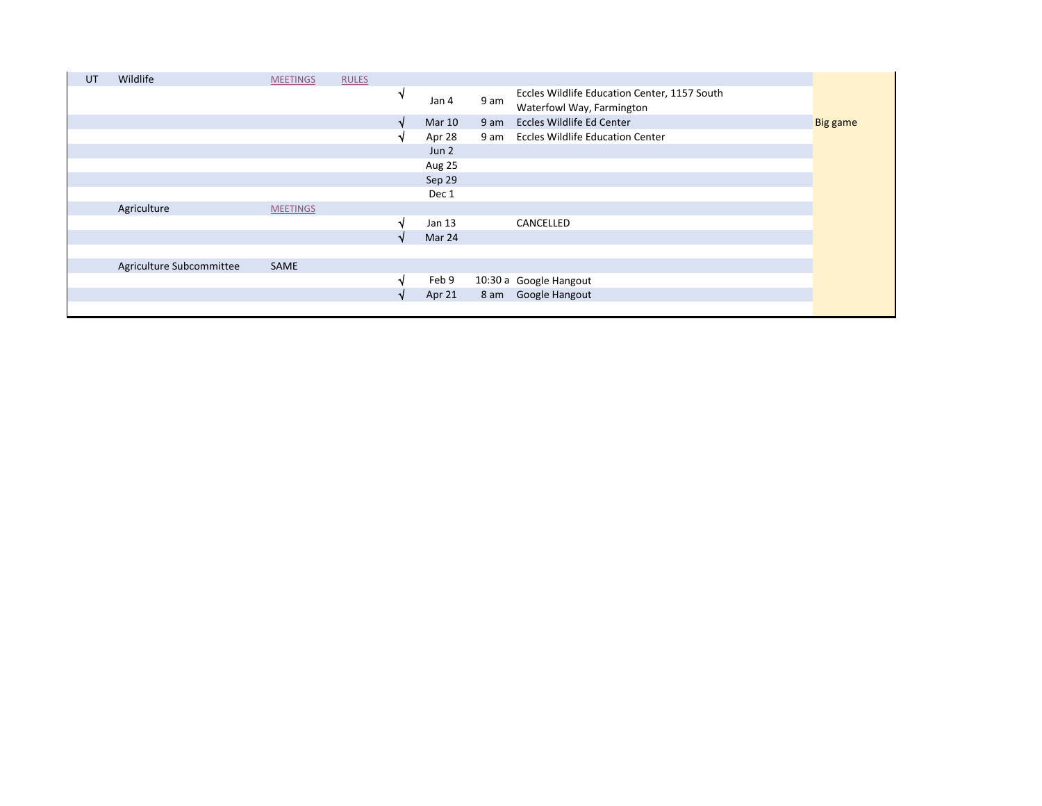| | | | | | | | | |
|---|---|---|---|---|---|---|---|---|
| UT | Wildlife | MEETINGS | RULES | | | | | |
| | | | | √ | Jan 4 | 9 am | Eccles Wildlife Education Center, 1157 South Waterfowl Way, Farmington | |
| | | | | √ | Mar 10 | 9 am | Eccles Wildlife Ed Center | Big game |
| | | | | √ | Apr 28 | 9 am | Eccles Wildlife Education Center | |
| | | | | | Jun 2 | | | |
| | | | | | Aug 25 | | | |
| | | | | | Sep 29 | | | |
| | | | | | Dec 1 | | | |
| | Agriculture | MEETINGS | | | | | | |
| | | | | √ | Jan 13 | | CANCELLED | |
| | | | | √ | Mar 24 | | | |
| | | | | | | | | |
| | Agriculture Subcommittee | SAME | | | | | | |
| | | | | √ | Feb 9 | 10:30 a | Google Hangout | |
| | | | | √ | Apr 21 | 8 am | Google Hangout | |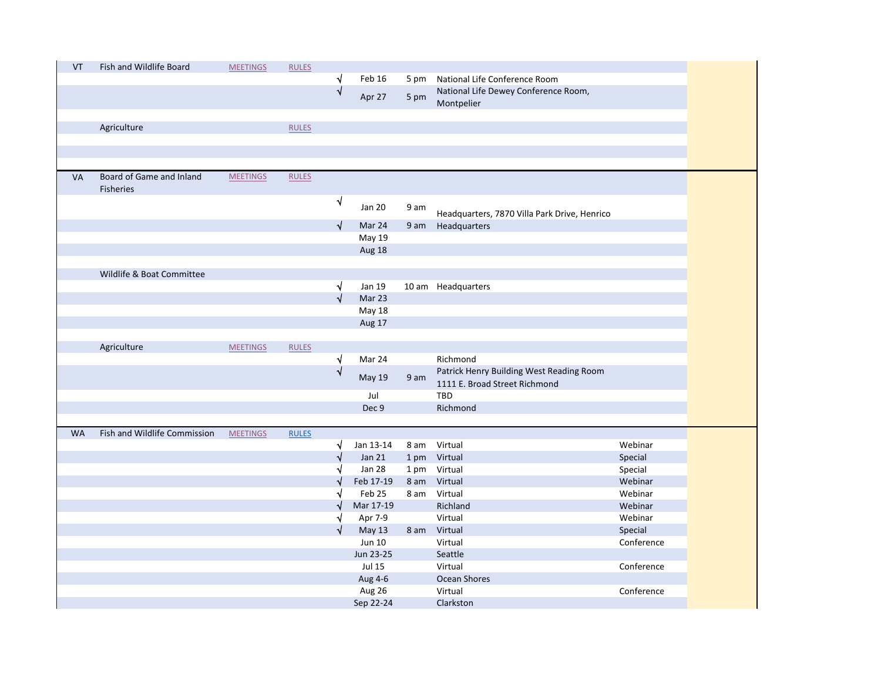| | | | | | | | | | |
|---|---|---|---|---|---|---|---|---|---|
| VT | Fish and Wildlife Board | MEETINGS | RULES | | | | | | |
| | | | | √ | Feb 16 | 5 pm | National Life Conference Room | | |
| | | | | √ | Apr 27 | 5 pm | National Life Dewey Conference Room, Montpelier | | |
| | | | | | | | | | |
| | Agriculture | | RULES | | | | | | |
| | | | | | | | | | |
| | | | | | | | | | |
| | | | | | | | | | |
| VA | Board of Game and Inland Fisheries | MEETINGS | RULES | | | | | | |
| | | | | √ | Jan 20 | 9 am | Headquarters, 7870 Villa Park Drive, Henrico | | |
| | | | | √ | Mar 24 | 9 am | Headquarters | | |
| | | | | | May 19 | | | | |
| | | | | | Aug 18 | | | | |
| | | | | | | | | | |
| | Wildlife & Boat Committee | | | | | | | | |
| | | | | √ | Jan 19 | 10 am | Headquarters | | |
| | | | | √ | Mar 23 | | | | |
| | | | | | May 18 | | | | |
| | | | | | Aug 17 | | | | |
| | | | | | | | | | |
| | Agriculture | MEETINGS | RULES | | | | | | |
| | | | | √ | Mar 24 | | Richmond | | |
| | | | | √ | May 19 | 9 am | Patrick Henry Building West Reading Room 1111 E. Broad Street Richmond | | |
| | | | | | Jul | | TBD | | |
| | | | | | Dec 9 | | Richmond | | |
| | | | | | | | | | |
| WA | Fish and Wildlife Commission | MEETINGS | RULES | | | | | | |
| | | | | √ | Jan 13-14 | 8 am | Virtual | Webinar | |
| | | | | √ | Jan 21 | 1 pm | Virtual | Special | |
| | | | | √ | Jan 28 | 1 pm | Virtual | Special | |
| | | | | √ | Feb 17-19 | 8 am | Virtual | Webinar | |
| | | | | √ | Feb 25 | 8 am | Virtual | Webinar | |
| | | | | √ | Mar 17-19 | | Richland | Webinar | |
| | | | | √ | Apr 7-9 | | Virtual | Webinar | |
| | | | | √ | May 13 | 8 am | Virtual | Special | |
| | | | | | Jun 10 | | Virtual | Conference | |
| | | | | | Jun 23-25 | | Seattle | | |
| | | | | | Jul 15 | | Virtual | Conference | |
| | | | | | Aug 4-6 | | Ocean Shores | | |
| | | | | | Aug 26 | | Virtual | Conference | |
| | | | | | Sep 22-24 | | Clarkston | | |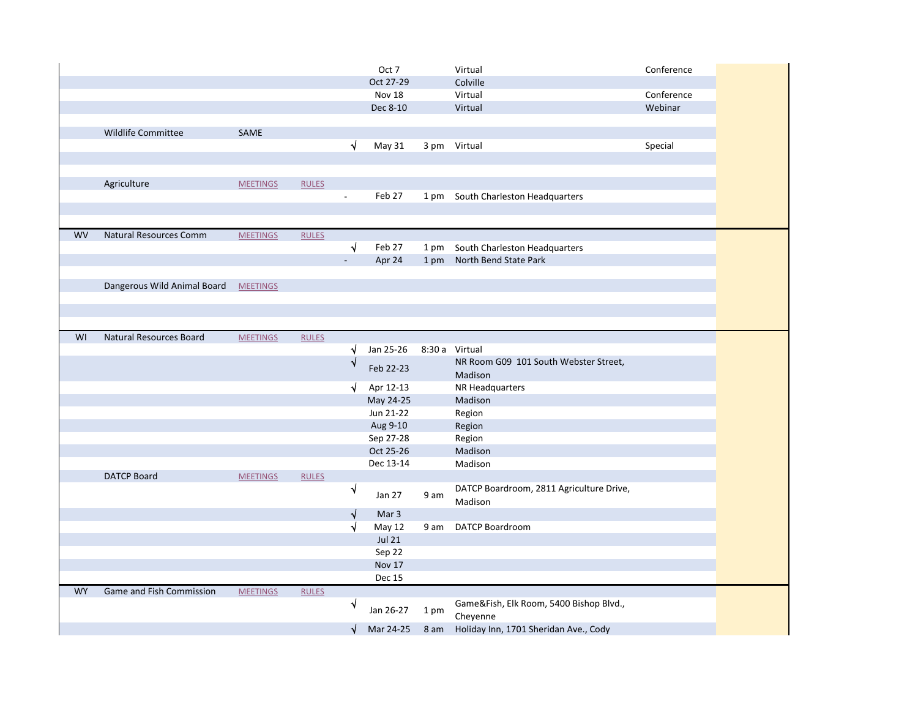| | | | | | | | | | |
|---|---|---|---|---|---|---|---|---|---|
| | | | | | Oct 7 | | Virtual | Conference | |
| | | | | | Oct 27-29 | | Colville | | |
| | | | | | Nov 18 | | Virtual | Conference | |
| | | | | | Dec 8-10 | | Virtual | Webinar | |
| | | | | | | | | | |
| | Wildlife Committee | SAME | | | | | | | |
| | | | | √ | May 31 | 3 pm | Virtual | Special | |
| | | | | | | | | | |
| | | | | | | | | | |
| | Agriculture | MEETINGS | RULES | | | | | | |
| | | | | - | Feb 27 | 1 pm | South Charleston Headquarters | | |
| | | | | | | | | | |
| | | | | | | | | | |
| WV | Natural Resources Comm | MEETINGS | RULES | | | | | | |
| | | | | √ | Feb 27 | 1 pm | South Charleston Headquarters | | |
| | | | | - | Apr 24 | 1 pm | North Bend State Park | | |
| | | | | | | | | | |
| | Dangerous Wild Animal Board | MEETINGS | | | | | | | |
| | | | | | | | | | |
| | | | | | | | | | |
| | | | | | | | | | |
| WI | Natural Resources Board | MEETINGS | RULES | | | | | | |
| | | | | √ | Jan 25-26 | 8:30 a | Virtual | | |
| | | | | √ | Feb 22-23 | | NR Room G09 101 South Webster Street, Madison | | |
| | | | | √ | Apr 12-13 | | NR Headquarters | | |
| | | | | | May 24-25 | | Madison | | |
| | | | | | Jun 21-22 | | Region | | |
| | | | | | Aug 9-10 | | Region | | |
| | | | | | Sep 27-28 | | Region | | |
| | | | | | Oct 25-26 | | Madison | | |
| | | | | | Dec 13-14 | | Madison | | |
| | DATCP Board | MEETINGS | RULES | | | | | | |
| | | | | √ | Jan 27 | 9 am | DATCP Boardroom, 2811 Agriculture Drive, Madison | | |
| | | | | √ | Mar 3 | | | | |
| | | | | √ | May 12 | 9 am | DATCP Boardroom | | |
| | | | | | Jul 21 | | | | |
| | | | | | Sep 22 | | | | |
| | | | | | Nov 17 | | | | |
| | | | | | Dec 15 | | | | |
| WY | Game and Fish Commission | MEETINGS | RULES | | | | | | |
| | | | | √ | Jan 26-27 | 1 pm | Game&Fish, Elk Room, 5400 Bishop Blvd., Cheyenne | | |
| | | | | √ | Mar 24-25 | 8 am | Holiday Inn, 1701 Sheridan Ave., Cody | | |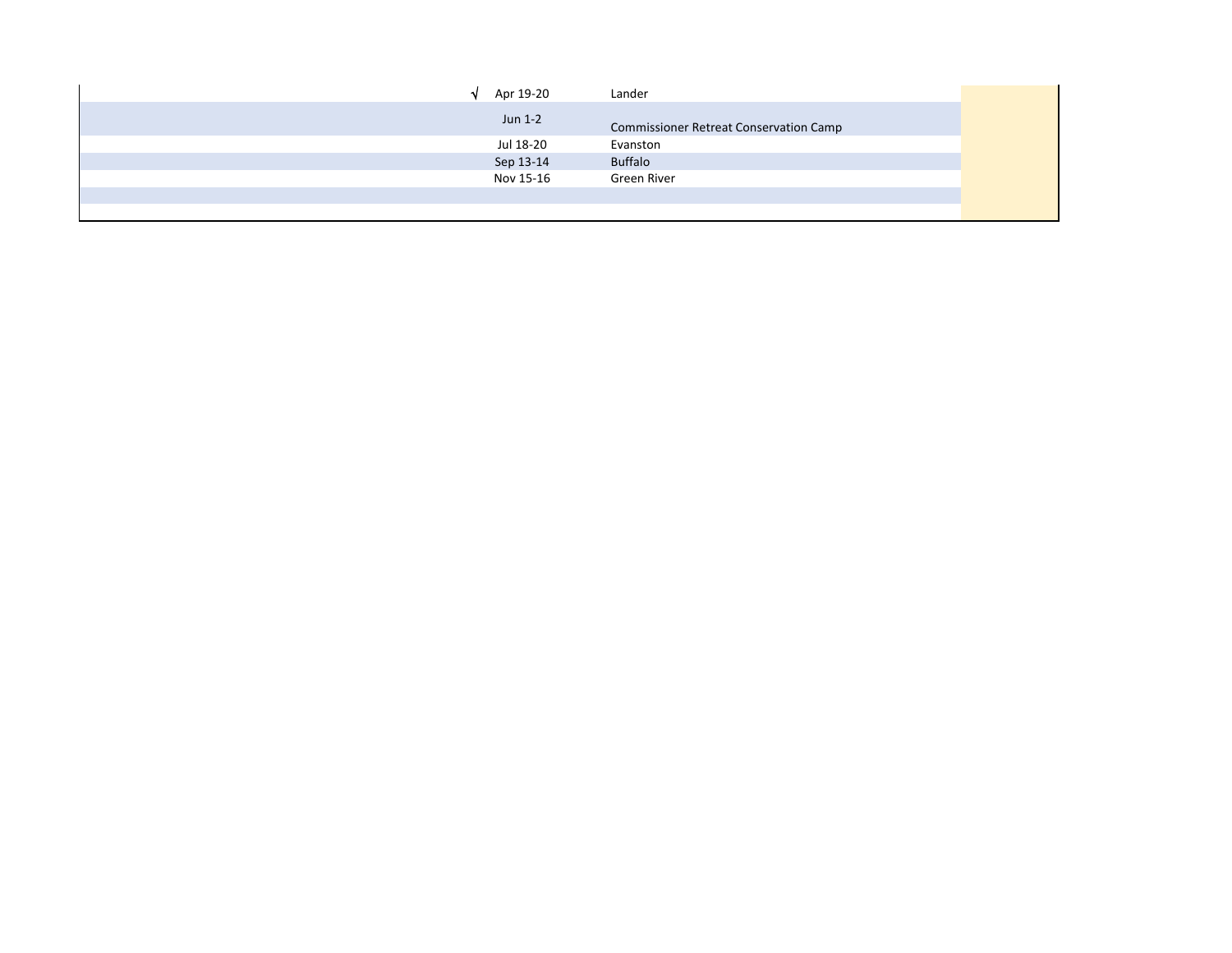| | | | |
|---|---|---|---|
| √ | Apr 19-20 | Lander | |
| | Jun 1-2 | Commissioner Retreat Conservation Camp | |
| | Jul 18-20 | Evanston | |
| | Sep 13-14 | Buffalo | |
| | Nov 15-16 | Green River | |
| | | | |
| | | | |